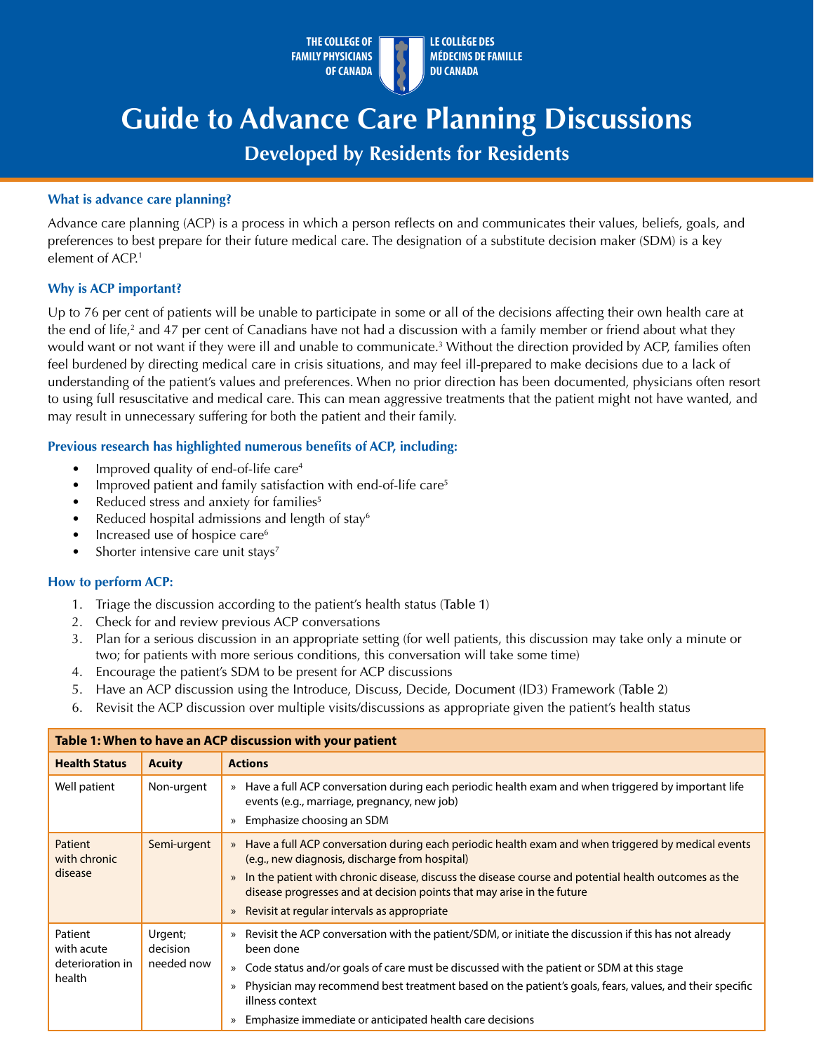THE COLLEGE OF FAMILY PHYSICIANS OF CANADA | LE COLLÈGE DES MÉDECINS DE FAMILLE DU CANADA

# Guide to Advance Care Planning Discussions

## Developed by Residents for Residents

### What is advance care planning?

Advance care planning (ACP) is a process in which a person reflects on and communicates their values, beliefs, goals, and preferences to best prepare for their future medical care. The designation of a substitute decision maker (SDM) is a key element of ACP.[1]

### Why is ACP important?

Up to 76 per cent of patients will be unable to participate in some or all of the decisions affecting their own health care at the end of life,[2] and 47 per cent of Canadians have not had a discussion with a family member or friend about what they would want or not want if they were ill and unable to communicate.[3] Without the direction provided by ACP, families often feel burdened by directing medical care in crisis situations, and may feel ill-prepared to make decisions due to a lack of understanding of the patient's values and preferences. When no prior direction has been documented, physicians often resort to using full resuscitative and medical care. This can mean aggressive treatments that the patient might not have wanted, and may result in unnecessary suffering for both the patient and their family.

### Previous research has highlighted numerous benefits of ACP, including:

- Improved quality of end-of-life care[4]
- Improved patient and family satisfaction with end-of-life care[5]
- Reduced stress and anxiety for families[5]
- Reduced hospital admissions and length of stay[6]
- Increased use of hospice care[6]
- Shorter intensive care unit stays[7]

### How to perform ACP:

1. Triage the discussion according to the patient's health status (Table 1)
2. Check for and review previous ACP conversations
3. Plan for a serious discussion in an appropriate setting (for well patients, this discussion may take only a minute or two; for patients with more serious conditions, this conversation will take some time)
4. Encourage the patient's SDM to be present for ACP discussions
5. Have an ACP discussion using the Introduce, Discuss, Decide, Document (ID3) Framework (Table 2)
6. Revisit the ACP discussion over multiple visits/discussions as appropriate given the patient's health status

**Table 1: When to have an ACP discussion with your patient**

| Health Status | Acuity | Actions |
|---|---|---|
| Well patient | Non-urgent | » Have a full ACP conversation during each periodic health exam and when triggered by important life events (e.g., marriage, pregnancy, new job)<br>» Emphasize choosing an SDM |
| Patient with chronic disease | Semi-urgent | » Have a full ACP conversation during each periodic health exam and when triggered by medical events (e.g., new diagnosis, discharge from hospital)<br>» In the patient with chronic disease, discuss the disease course and potential health outcomes as the disease progresses and at decision points that may arise in the future<br>» Revisit at regular intervals as appropriate |
| Patient with acute deterioration in health | Urgent; decision needed now | » Revisit the ACP conversation with the patient/SDM, or initiate the discussion if this has not already been done<br>» Code status and/or goals of care must be discussed with the patient or SDM at this stage<br>» Physician may recommend best treatment based on the patient's goals, fears, values, and their specific illness context<br>» Emphasize immediate or anticipated health care decisions |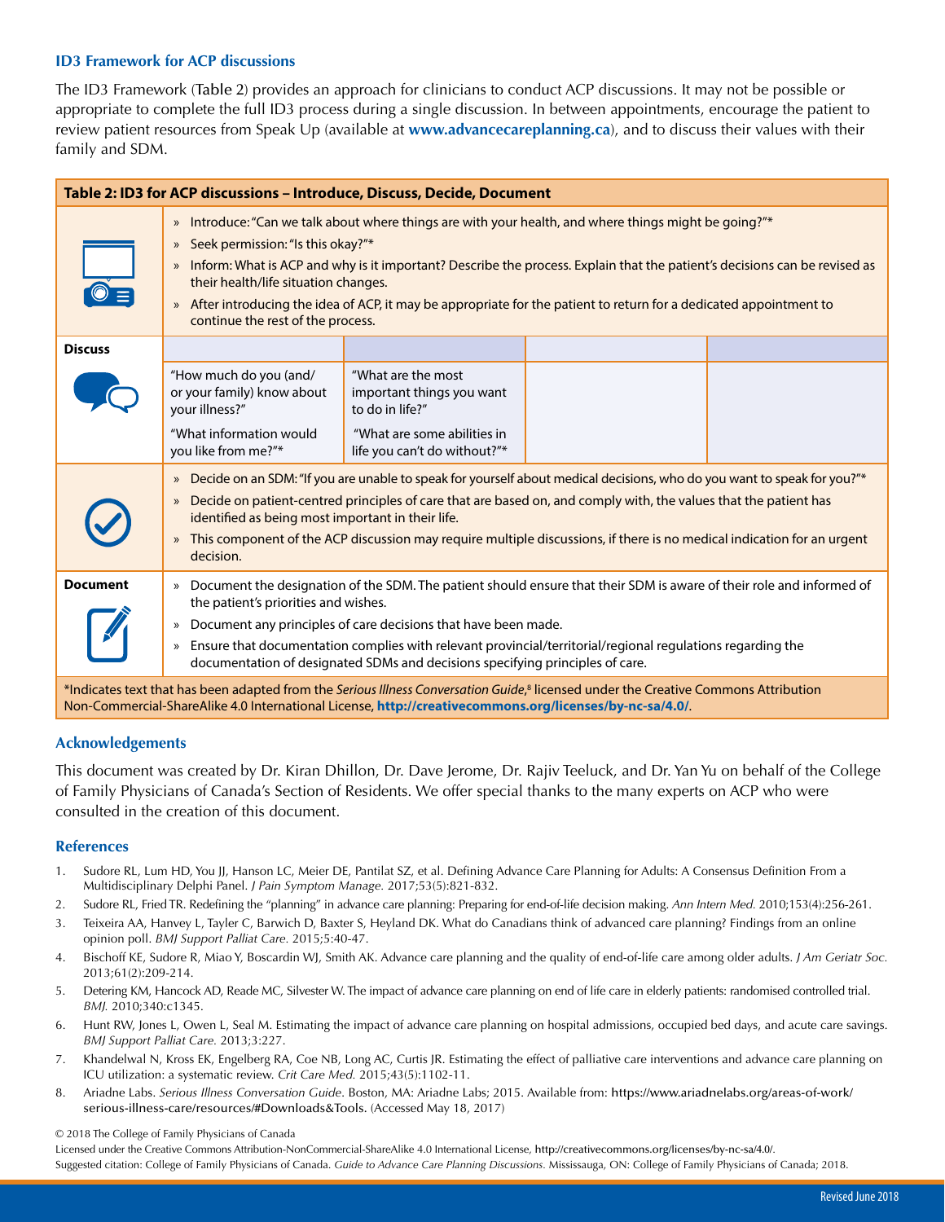### ID3 Framework for ACP discussions

The ID3 Framework (Table 2) provides an approach for clinicians to conduct ACP discussions. It may not be possible or appropriate to complete the full ID3 process during a single discussion. In between appointments, encourage the patient to review patient resources from Speak Up (available at **www.advancecareplanning.ca**), and to discuss their values with their family and SDM.

**Table 2: ID3 for ACP discussions – Introduce, Discuss, Decide, Document**

| | | | | |
|---|---|---|---|---|
| | » Introduce: "Can we talk about where things are with your health, and where things might be going?"* <br> » Seek permission: "Is this okay?"* <br> » Inform: What is ACP and why is it important? Describe the process. Explain that the patient's decisions can be revised as their health/life situation changes. <br> » After introducing the idea of ACP, it may be appropriate for the patient to return for a dedicated appointment to continue the rest of the process. | | | |
| **Discuss** | | | | |
| | "How much do you (and/or your family) know about your illness?" <br> "What information would you like from me?"* | "What are the most important things you want to do in life?" <br> "What are some abilities in life you can't do without?"* | | |
| | » Decide on an SDM: "If you are unable to speak for yourself about medical decisions, who do you want to speak for you?"* <br> » Decide on patient-centred principles of care that are based on, and comply with, the values that the patient has identified as being most important in their life. <br> » This component of the ACP discussion may require multiple discussions, if there is no medical indication for an urgent decision. | | | |
| **Document** | » Document the designation of the SDM. The patient should ensure that their SDM is aware of their role and informed of the patient's priorities and wishes. <br> » Document any principles of care decisions that have been made. <br> » Ensure that documentation complies with relevant provincial/territorial/regional regulations regarding the documentation of designated SDMs and decisions specifying principles of care. | | | |

*Indicates text that has been adapted from the *Serious Illness Conversation Guide*,[8] licensed under the Creative Commons Attribution Non-Commercial-ShareAlike 4.0 International License, **http://creativecommons.org/licenses/by-nc-sa/4.0/**.

### Acknowledgements

This document was created by Dr. Kiran Dhillon, Dr. Dave Jerome, Dr. Rajiv Teeluck, and Dr. Yan Yu on behalf of the College of Family Physicians of Canada's Section of Residents. We offer special thanks to the many experts on ACP who were consulted in the creation of this document.

### References

1. Sudore RL, Lum HD, You JJ, Hanson LC, Meier DE, Pantilat SZ, et al. Defining Advance Care Planning for Adults: A Consensus Definition From a Multidisciplinary Delphi Panel. *J Pain Symptom Manage.* 2017;53(5):821-832.
2. Sudore RL, Fried TR. Redefining the "planning" in advance care planning: Preparing for end-of-life decision making. *Ann Intern Med.* 2010;153(4):256-261.
3. Teixeira AA, Hanvey L, Tayler C, Barwich D, Baxter S, Heyland DK. What do Canadians think of advanced care planning? Findings from an online opinion poll. *BMJ Support Palliat Care.* 2015;5:40-47.
4. Bischoff KE, Sudore R, Miao Y, Boscardin WJ, Smith AK. Advance care planning and the quality of end-of-life care among older adults. *J Am Geriatr Soc.* 2013;61(2):209-214.
5. Detering KM, Hancock AD, Reade MC, Silvester W. The impact of advance care planning on end of life care in elderly patients: randomised controlled trial. *BMJ.* 2010;340:c1345.
6. Hunt RW, Jones L, Owen L, Seal M. Estimating the impact of advance care planning on hospital admissions, occupied bed days, and acute care savings. *BMJ Support Palliat Care.* 2013;3:227.
7. Khandelwal N, Kross EK, Engelberg RA, Coe NB, Long AC, Curtis JR. Estimating the effect of palliative care interventions and advance care planning on ICU utilization: a systematic review. *Crit Care Med.* 2015;43(5):1102-11.
8. Ariadne Labs. *Serious Illness Conversation Guide*. Boston, MA: Ariadne Labs; 2015. Available from: https://www.ariadnelabs.org/areas-of-work/serious-illness-care/resources/#Downloads&Tools. (Accessed May 18, 2017)

© 2018 The College of Family Physicians of Canada

Licensed under the Creative Commons Attribution-NonCommercial-ShareAlike 4.0 International License, http://creativecommons.org/licenses/by-nc-sa/4.0/.

Suggested citation: College of Family Physicians of Canada. *Guide to Advance Care Planning Discussions.* Mississauga, ON: College of Family Physicians of Canada; 2018.

Revised June 2018